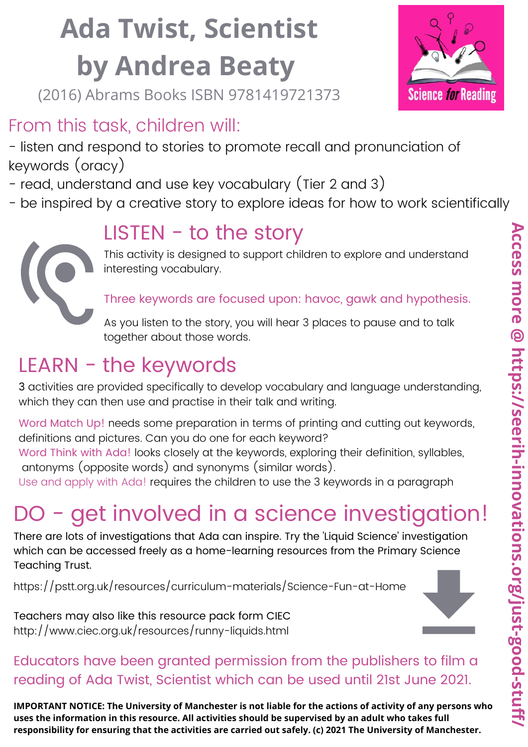# Ada Twist, Scientist by Andrea Beaty

(2016) Abrams Books ISBN 9781419721373

Science for Reading

## From this task, children will:

- listen and respond to stories to promote recall and pronunciation of keywords (oracy)
- read, understand and use key vocabulary (Tier 2 and 3)
- be inspired by a creative story to explore ideas for how to work scientifically

## LISTEN - to the story

This activity is designed to support children to explore and understand interesting vocabulary.

Three keywords are focused upon: havoc, gawk and hypothesis.

As you listen to the story, you will hear 3 places to pause and to talk together about those words.

## LEARN - the keywords

3 activities are provided specifically to develop vocabulary and language understanding, which they can then use and practise in their talk and writing.

Word Match Up! needs some preparation in terms of printing and cutting out keywords, definitions and pictures. Can you do one for each keyword?
Word Think with Ada! looks closely at the keywords, exploring their definition, syllables, antonyms (opposite words) and synonyms (similar words).
Use and apply with Ada! requires the children to use the 3 keywords in a paragraph

## DO - get involved in a science investigation!

There are lots of investigations that Ada can inspire. Try the 'Liquid Science' investigation which can be accessed freely as a home-learning resources from the Primary Science Teaching Trust.

https://pstt.org.uk/resources/curriculum-materials/Science-Fun-at-Home

Teachers may also like this resource pack form CIEC
http://www.ciec.org.uk/resources/runny-liquids.html

Educators have been granted permission from the publishers to film a reading of Ada Twist, Scientist which can be used until 21st June 2021.

**IMPORTANT NOTICE: The University of Manchester is not liable for the actions of activity of any persons who uses the information in this resource. All activities should be supervised by an adult who takes full responsibility for ensuring that the activities are carried out safely. (c) 2021 The University of Manchester.**

Access more @ https://seerih-innovations.org/just-good-stuff/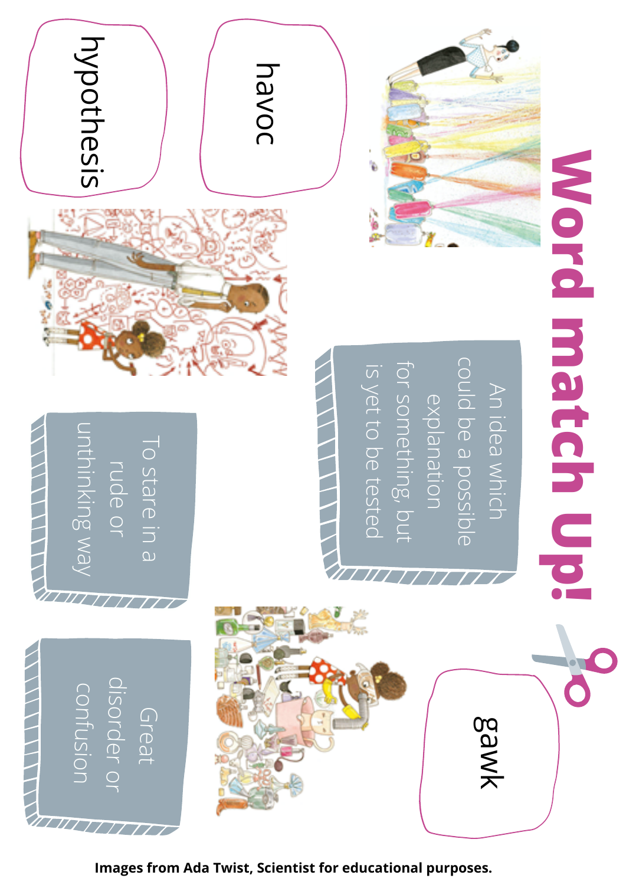# Word match Up!

gawk

havoc

hypothesis

An idea which could be a possible explanation for something, but is yet to be tested

To stare in a rude or unthinking way

Great disorder or confusion

**Images from Ada Twist, Scientist for educational purposes.**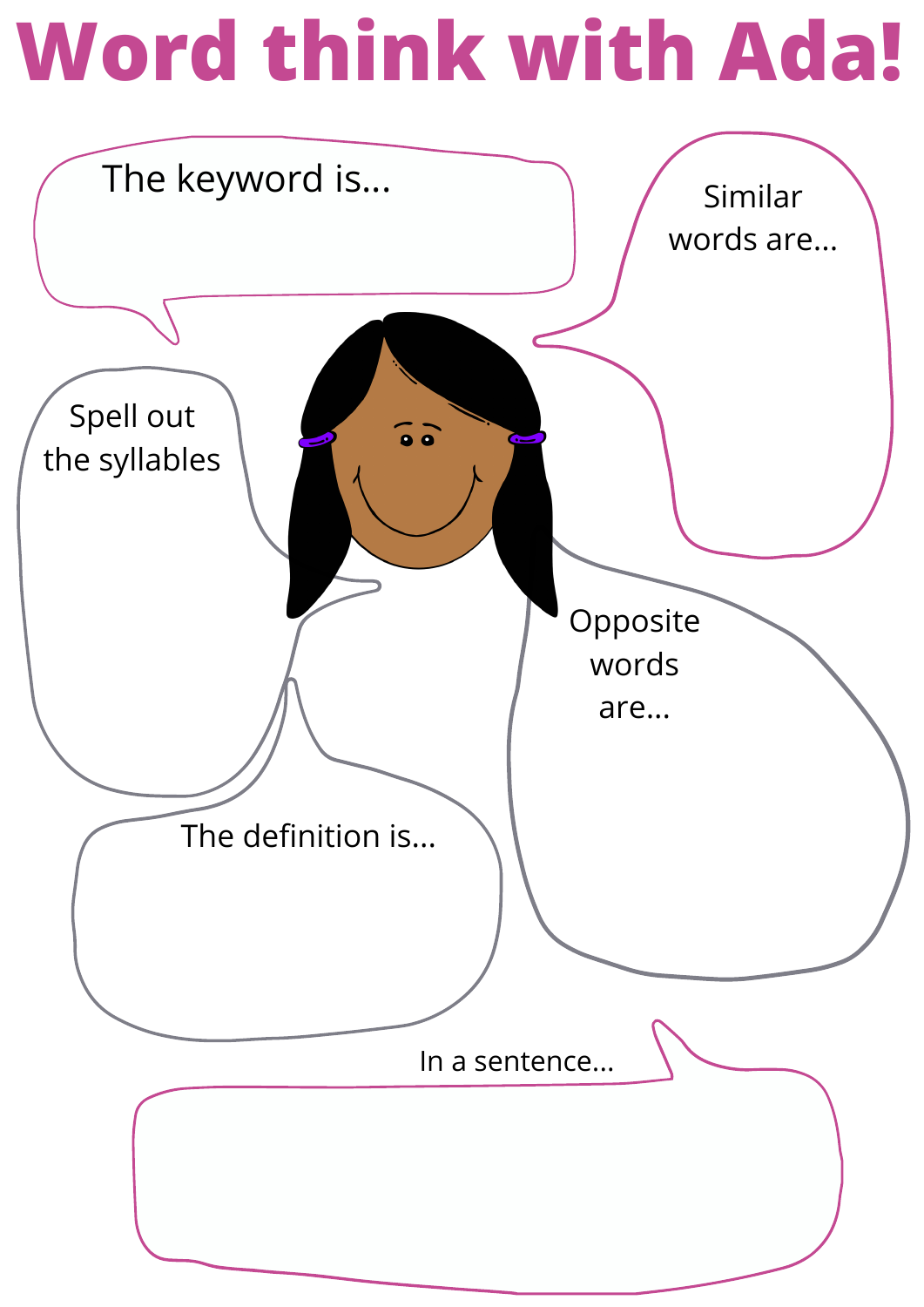# Word think with Ada!

The keyword is...

Similar words are...

Spell out the syllables

Opposite words are...

The definition is...

In a sentence...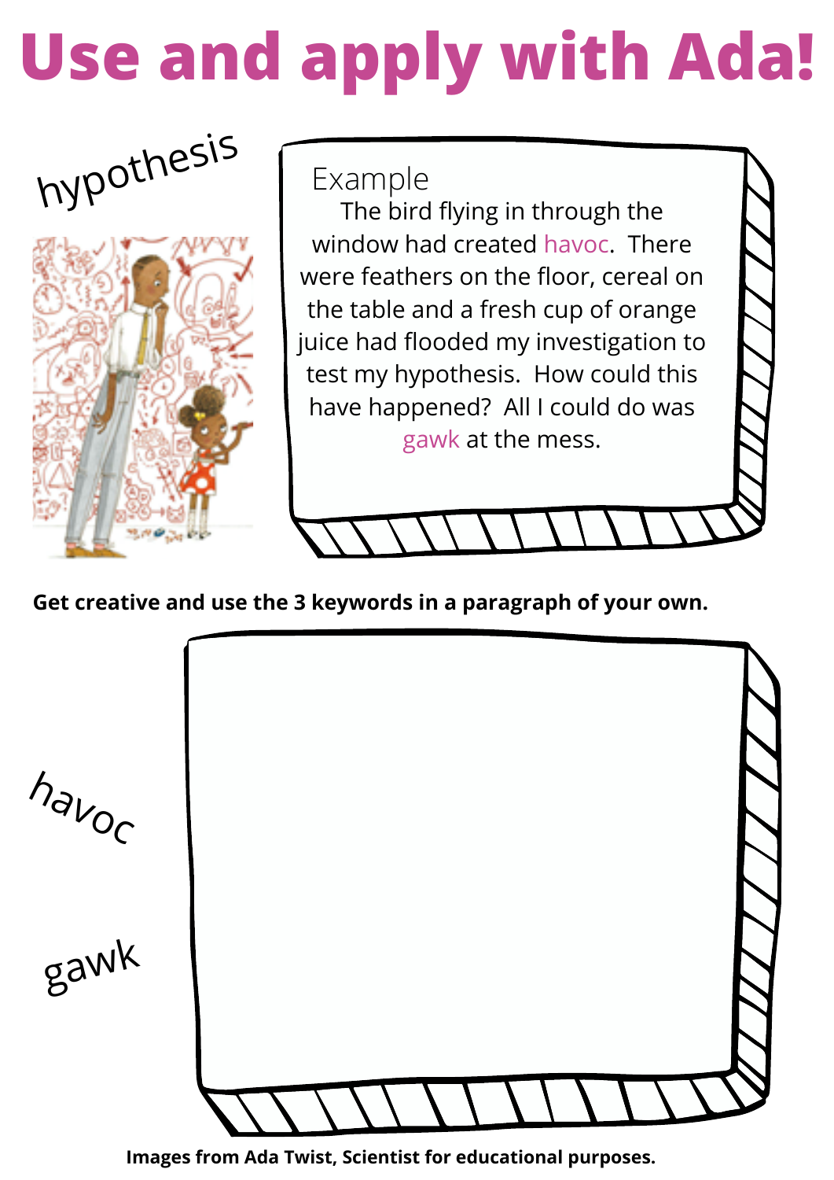# Use and apply with Ada!

hypothesis

**Example**

The bird flying in through the window had created havoc. There were feathers on the floor, cereal on the table and a fresh cup of orange juice had flooded my investigation to test my hypothesis. How could this have happened? All I could do was gawk at the mess.

**Get creative and use the 3 keywords in a paragraph of your own.**

havoc

gawk

**Images from Ada Twist, Scientist for educational purposes.**